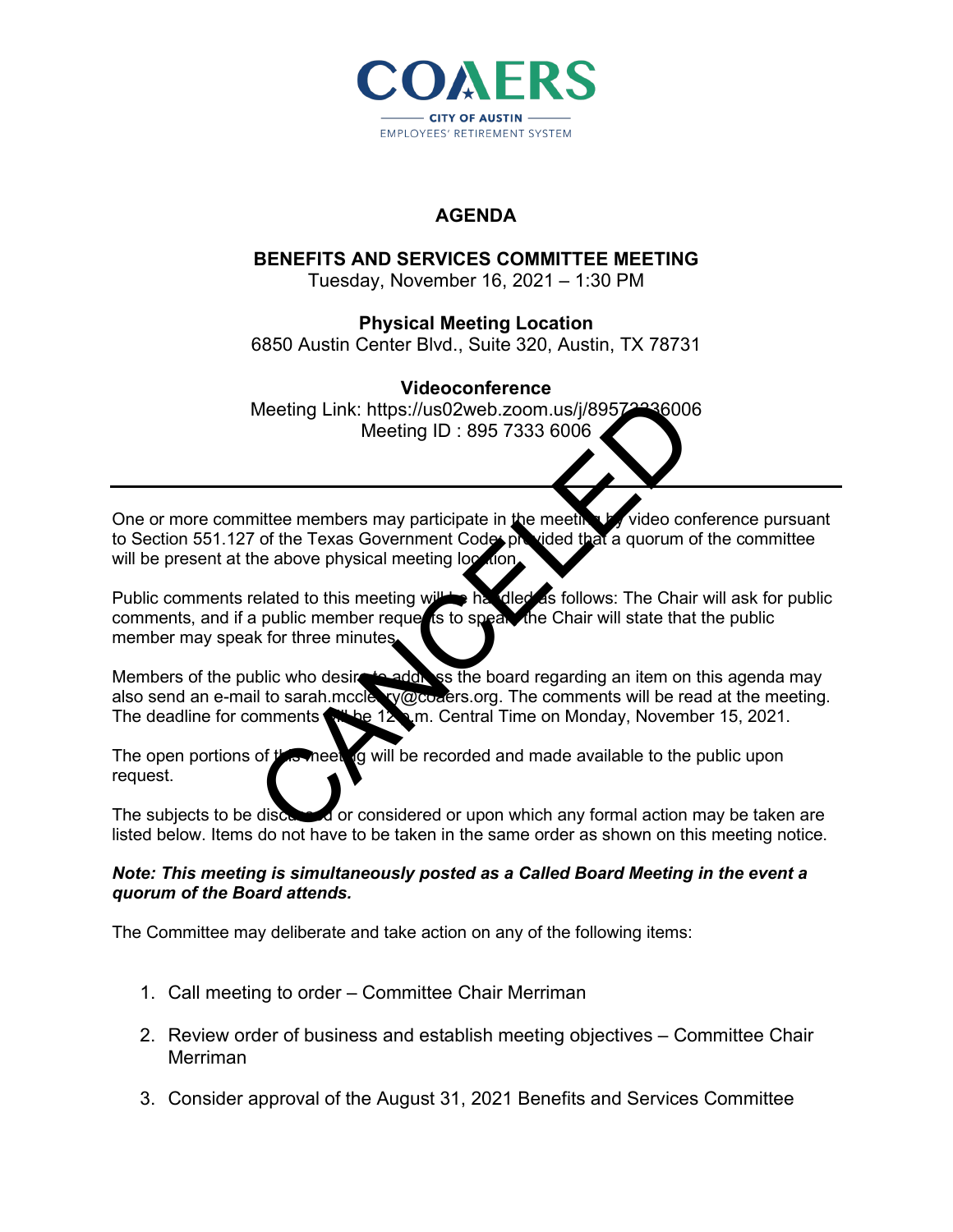# COAERS

CITY OF AUSTIN
EMPLOYEES' RETIREMENT SYSTEM

## AGENDA

### BENEFITS AND SERVICES COMMITTEE MEETING

Tuesday, November 16, 2021 – 1:30 PM

**Physical Meeting Location**

6850 Austin Center Blvd., Suite 320, Austin, TX 78731

**Videoconference**

Meeting Link: https://us02web.zoom.us/j/89573336006

Meeting ID : 895 7333 6006

CANCELED

---

One or more committee members may participate in the meeting by video conference pursuant to Section 551.127 of the Texas Government Code, provided that a quorum of the committee will be present at the above physical meeting location.

Public comments related to this meeting will be handled as follows: The Chair will ask for public comments, and if a public member requests to speak, the Chair will state that the public member may speak for three minutes.

Members of the public who desire to address the board regarding an item on this agenda may also send an e-mail to sarah.mcclery@coaers.org. The comments will be read at the meeting. The deadline for comments will be 12 p.m. Central Time on Monday, November 15, 2021.

The open portions of this meeting will be recorded and made available to the public upon request.

The subjects to be discussed or considered or upon which any formal action may be taken are listed below. Items do not have to be taken in the same order as shown on this meeting notice.

***Note: This meeting is simultaneously posted as a Called Board Meeting in the event a quorum of the Board attends.***

The Committee may deliberate and take action on any of the following items:

1. Call meeting to order – Committee Chair Merriman
2. Review order of business and establish meeting objectives – Committee Chair Merriman
3. Consider approval of the August 31, 2021 Benefits and Services Committee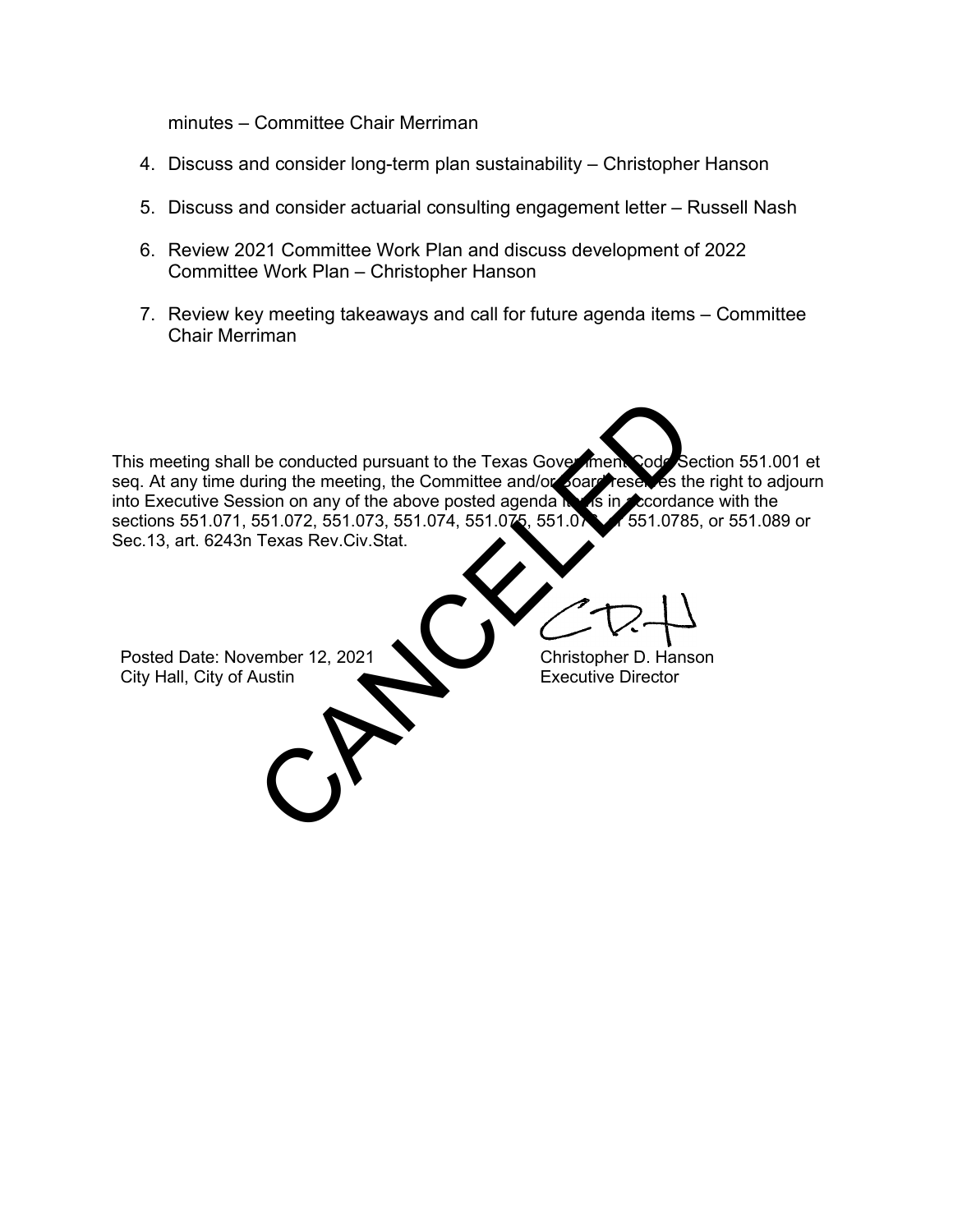minutes – Committee Chair Merriman

4. Discuss and consider long-term plan sustainability – Christopher Hanson
5. Discuss and consider actuarial consulting engagement letter – Russell Nash
6. Review 2021 Committee Work Plan and discuss development of 2022 Committee Work Plan – Christopher Hanson
7. Review key meeting takeaways and call for future agenda items – Committee Chair Merriman

CANCELED

This meeting shall be conducted pursuant to the Texas Government Code Section 551.001 et seq. At any time during the meeting, the Committee and/or Board reserves the right to adjourn into Executive Session on any of the above posted agenda items in accordance with the sections 551.071, 551.072, 551.073, 551.074, 551.075, 551.076, 551.0785, or 551.089 or Sec.13, art. 6243n Texas Rev.Civ.Stat.

Posted Date: November 12, 2021
City Hall, City of Austin

Christopher D. Hanson
Executive Director